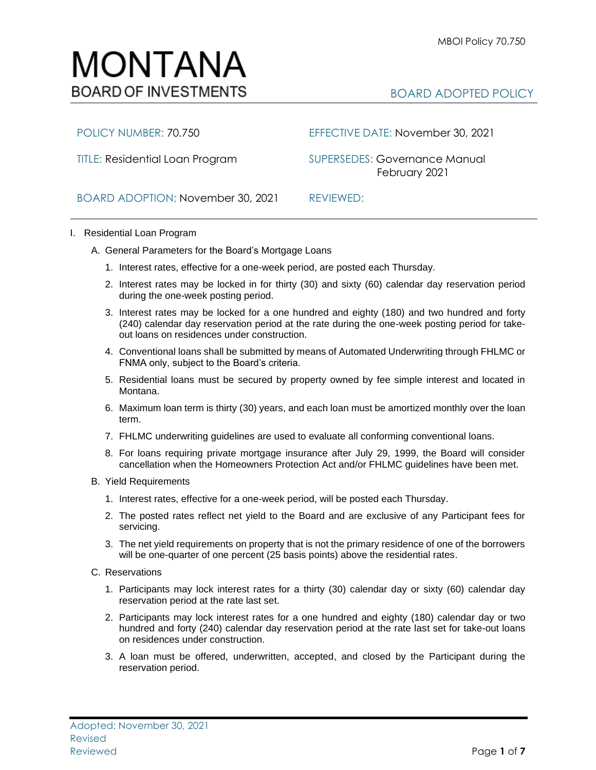# MONTANA
BOARD OF INVESTMENTS

BOARD ADOPTED POLICY

| | |
|---|---|
| POLICY NUMBER: 70.750 | EFFECTIVE DATE: November 30, 2021 |
| TITLE: Residential Loan Program | SUPERSEDES: Governance Manual February 2021 |
| BOARD ADOPTION: November 30, 2021 | REVIEWED: |

I. Residential Loan Program

A. General Parameters for the Board's Mortgage Loans

1. Interest rates, effective for a one-week period, are posted each Thursday.
2. Interest rates may be locked in for thirty (30) and sixty (60) calendar day reservation period during the one-week posting period.
3. Interest rates may be locked for a one hundred and eighty (180) and two hundred and forty (240) calendar day reservation period at the rate during the one-week posting period for take-out loans on residences under construction.
4. Conventional loans shall be submitted by means of Automated Underwriting through FHLMC or FNMA only, subject to the Board's criteria.
5. Residential loans must be secured by property owned by fee simple interest and located in Montana.
6. Maximum loan term is thirty (30) years, and each loan must be amortized monthly over the loan term.
7. FHLMC underwriting guidelines are used to evaluate all conforming conventional loans.
8. For loans requiring private mortgage insurance after July 29, 1999, the Board will consider cancellation when the Homeowners Protection Act and/or FHLMC guidelines have been met.

B. Yield Requirements

1. Interest rates, effective for a one-week period, will be posted each Thursday.
2. The posted rates reflect net yield to the Board and are exclusive of any Participant fees for servicing.
3. The net yield requirements on property that is not the primary residence of one of the borrowers will be one-quarter of one percent (25 basis points) above the residential rates.

C. Reservations

1. Participants may lock interest rates for a thirty (30) calendar day or sixty (60) calendar day reservation period at the rate last set.
2. Participants may lock interest rates for a one hundred and eighty (180) calendar day or two hundred and forty (240) calendar day reservation period at the rate last set for take-out loans on residences under construction.
3. A loan must be offered, underwritten, accepted, and closed by the Participant during the reservation period.

Adopted: November 30, 2021
Revised
Reviewed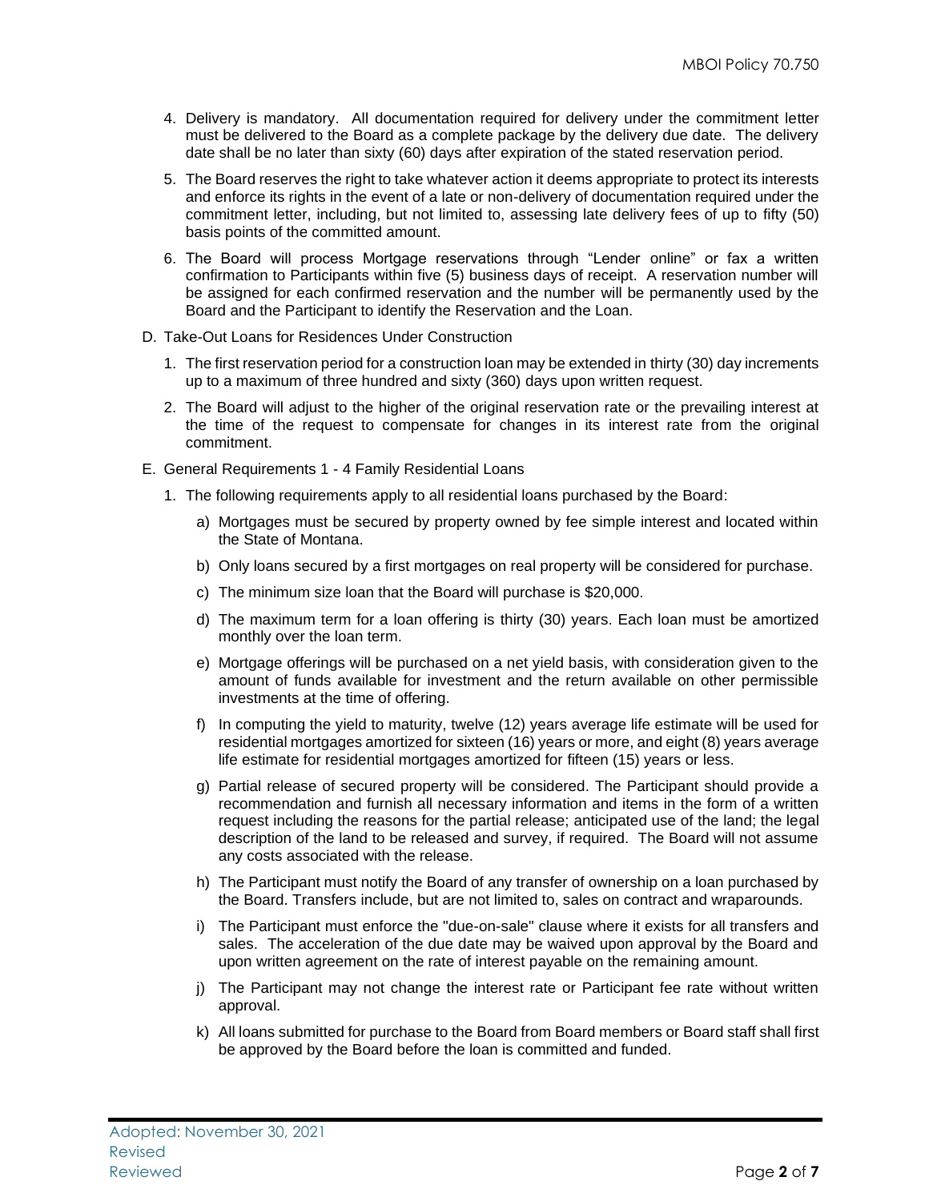4. Delivery is mandatory. All documentation required for delivery under the commitment letter must be delivered to the Board as a complete package by the delivery due date. The delivery date shall be no later than sixty (60) days after expiration of the stated reservation period.

5. The Board reserves the right to take whatever action it deems appropriate to protect its interests and enforce its rights in the event of a late or non-delivery of documentation required under the commitment letter, including, but not limited to, assessing late delivery fees of up to fifty (50) basis points of the committed amount.

6. The Board will process Mortgage reservations through "Lender online" or fax a written confirmation to Participants within five (5) business days of receipt. A reservation number will be assigned for each confirmed reservation and the number will be permanently used by the Board and the Participant to identify the Reservation and the Loan.

D. Take-Out Loans for Residences Under Construction

1. The first reservation period for a construction loan may be extended in thirty (30) day increments up to a maximum of three hundred and sixty (360) days upon written request.

2. The Board will adjust to the higher of the original reservation rate or the prevailing interest at the time of the request to compensate for changes in its interest rate from the original commitment.

E. General Requirements 1 - 4 Family Residential Loans

1. The following requirements apply to all residential loans purchased by the Board:

   a) Mortgages must be secured by property owned by fee simple interest and located within the State of Montana.

   b) Only loans secured by a first mortgages on real property will be considered for purchase.

   c) The minimum size loan that the Board will purchase is $20,000.

   d) The maximum term for a loan offering is thirty (30) years. Each loan must be amortized monthly over the loan term.

   e) Mortgage offerings will be purchased on a net yield basis, with consideration given to the amount of funds available for investment and the return available on other permissible investments at the time of offering.

   f) In computing the yield to maturity, twelve (12) years average life estimate will be used for residential mortgages amortized for sixteen (16) years or more, and eight (8) years average life estimate for residential mortgages amortized for fifteen (15) years or less.

   g) Partial release of secured property will be considered. The Participant should provide a recommendation and furnish all necessary information and items in the form of a written request including the reasons for the partial release; anticipated use of the land; the legal description of the land to be released and survey, if required. The Board will not assume any costs associated with the release.

   h) The Participant must notify the Board of any transfer of ownership on a loan purchased by the Board. Transfers include, but are not limited to, sales on contract and wraparounds.

   i) The Participant must enforce the "due-on-sale" clause where it exists for all transfers and sales. The acceleration of the due date may be waived upon approval by the Board and upon written agreement on the rate of interest payable on the remaining amount.

   j) The Participant may not change the interest rate or Participant fee rate without written approval.

   k) All loans submitted for purchase to the Board from Board members or Board staff shall first be approved by the Board before the loan is committed and funded.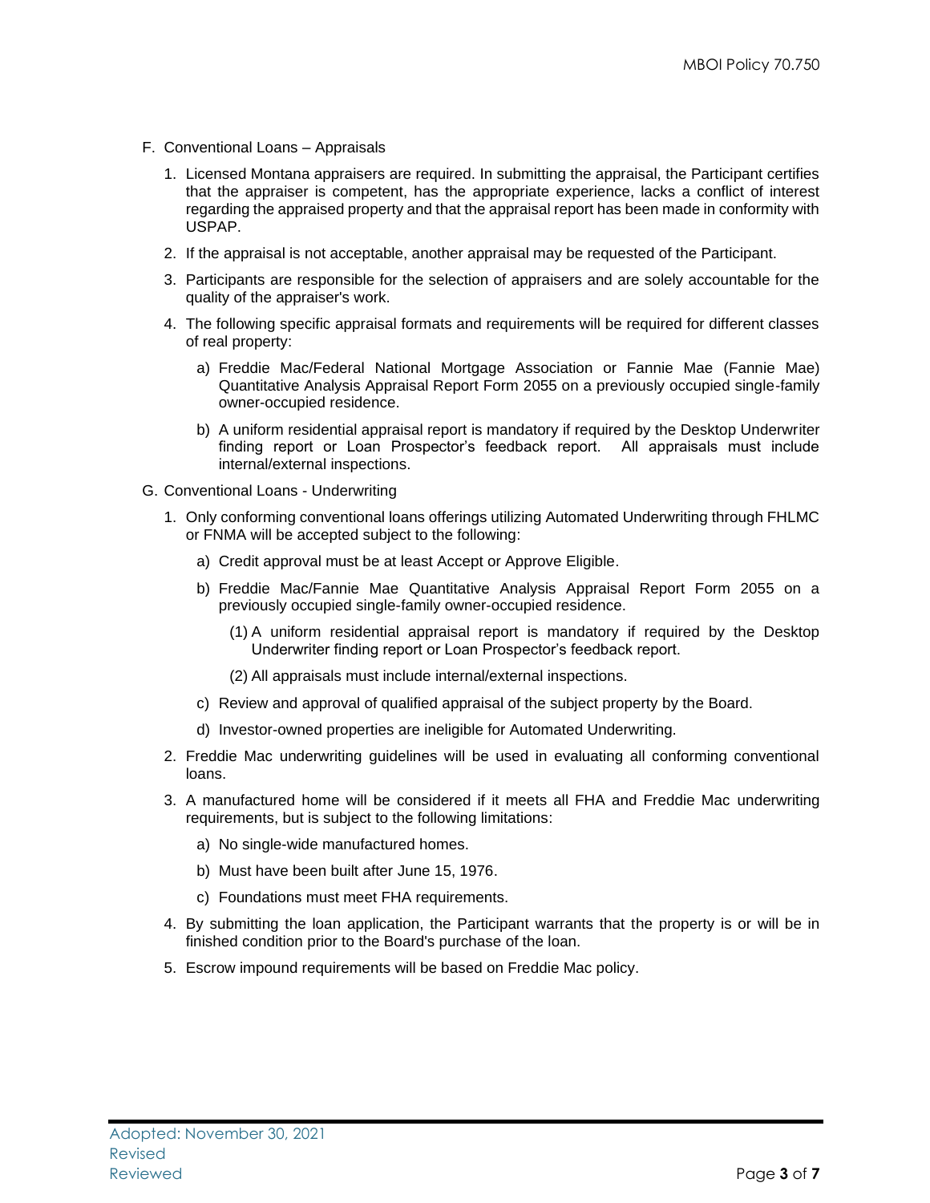F. Conventional Loans – Appraisals

1. Licensed Montana appraisers are required. In submitting the appraisal, the Participant certifies that the appraiser is competent, has the appropriate experience, lacks a conflict of interest regarding the appraised property and that the appraisal report has been made in conformity with USPAP.

2. If the appraisal is not acceptable, another appraisal may be requested of the Participant.

3. Participants are responsible for the selection of appraisers and are solely accountable for the quality of the appraiser's work.

4. The following specific appraisal formats and requirements will be required for different classes of real property:

   a) Freddie Mac/Federal National Mortgage Association or Fannie Mae (Fannie Mae) Quantitative Analysis Appraisal Report Form 2055 on a previously occupied single-family owner-occupied residence.

   b) A uniform residential appraisal report is mandatory if required by the Desktop Underwriter finding report or Loan Prospector's feedback report. All appraisals must include internal/external inspections.

G. Conventional Loans - Underwriting

1. Only conforming conventional loans offerings utilizing Automated Underwriting through FHLMC or FNMA will be accepted subject to the following:

   a) Credit approval must be at least Accept or Approve Eligible.

   b) Freddie Mac/Fannie Mae Quantitative Analysis Appraisal Report Form 2055 on a previously occupied single-family owner-occupied residence.

      (1) A uniform residential appraisal report is mandatory if required by the Desktop Underwriter finding report or Loan Prospector's feedback report.

      (2) All appraisals must include internal/external inspections.

   c) Review and approval of qualified appraisal of the subject property by the Board.

   d) Investor-owned properties are ineligible for Automated Underwriting.

2. Freddie Mac underwriting guidelines will be used in evaluating all conforming conventional loans.

3. A manufactured home will be considered if it meets all FHA and Freddie Mac underwriting requirements, but is subject to the following limitations:

   a) No single-wide manufactured homes.

   b) Must have been built after June 15, 1976.

   c) Foundations must meet FHA requirements.

4. By submitting the loan application, the Participant warrants that the property is or will be in finished condition prior to the Board's purchase of the loan.

5. Escrow impound requirements will be based on Freddie Mac policy.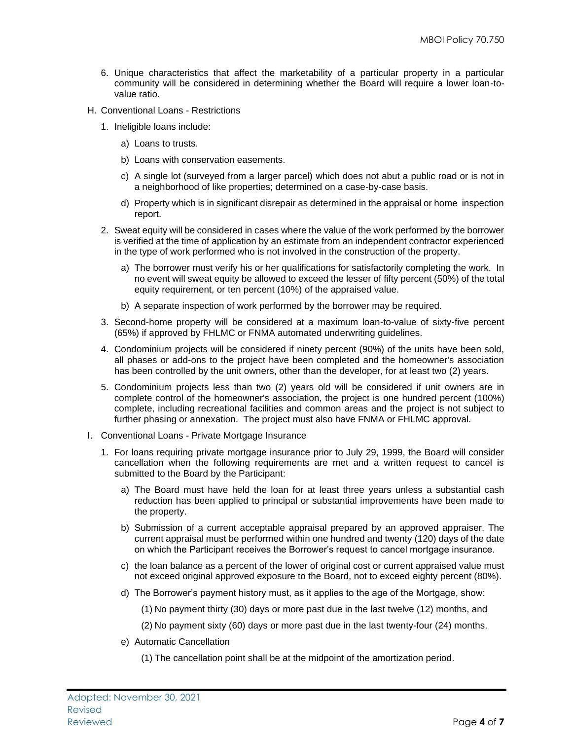6. Unique characteristics that affect the marketability of a particular property in a particular community will be considered in determining whether the Board will require a lower loan-to-value ratio.

H. Conventional Loans - Restrictions

1. Ineligible loans include:

   a) Loans to trusts.

   b) Loans with conservation easements.

   c) A single lot (surveyed from a larger parcel) which does not abut a public road or is not in a neighborhood of like properties; determined on a case-by-case basis.

   d) Property which is in significant disrepair as determined in the appraisal or home inspection report.

2. Sweat equity will be considered in cases where the value of the work performed by the borrower is verified at the time of application by an estimate from an independent contractor experienced in the type of work performed who is not involved in the construction of the property.

   a) The borrower must verify his or her qualifications for satisfactorily completing the work. In no event will sweat equity be allowed to exceed the lesser of fifty percent (50%) of the total equity requirement, or ten percent (10%) of the appraised value.

   b) A separate inspection of work performed by the borrower may be required.

3. Second-home property will be considered at a maximum loan-to-value of sixty-five percent (65%) if approved by FHLMC or FNMA automated underwriting guidelines.

4. Condominium projects will be considered if ninety percent (90%) of the units have been sold, all phases or add-ons to the project have been completed and the homeowner's association has been controlled by the unit owners, other than the developer, for at least two (2) years.

5. Condominium projects less than two (2) years old will be considered if unit owners are in complete control of the homeowner's association, the project is one hundred percent (100%) complete, including recreational facilities and common areas and the project is not subject to further phasing or annexation. The project must also have FNMA or FHLMC approval.

I. Conventional Loans - Private Mortgage Insurance

1. For loans requiring private mortgage insurance prior to July 29, 1999, the Board will consider cancellation when the following requirements are met and a written request to cancel is submitted to the Board by the Participant:

   a) The Board must have held the loan for at least three years unless a substantial cash reduction has been applied to principal or substantial improvements have been made to the property.

   b) Submission of a current acceptable appraisal prepared by an approved appraiser. The current appraisal must be performed within one hundred and twenty (120) days of the date on which the Participant receives the Borrower's request to cancel mortgage insurance.

   c) the loan balance as a percent of the lower of original cost or current appraised value must not exceed original approved exposure to the Board, not to exceed eighty percent (80%).

   d) The Borrower's payment history must, as it applies to the age of the Mortgage, show:

      (1) No payment thirty (30) days or more past due in the last twelve (12) months, and

      (2) No payment sixty (60) days or more past due in the last twenty-four (24) months.

   e) Automatic Cancellation

      (1) The cancellation point shall be at the midpoint of the amortization period.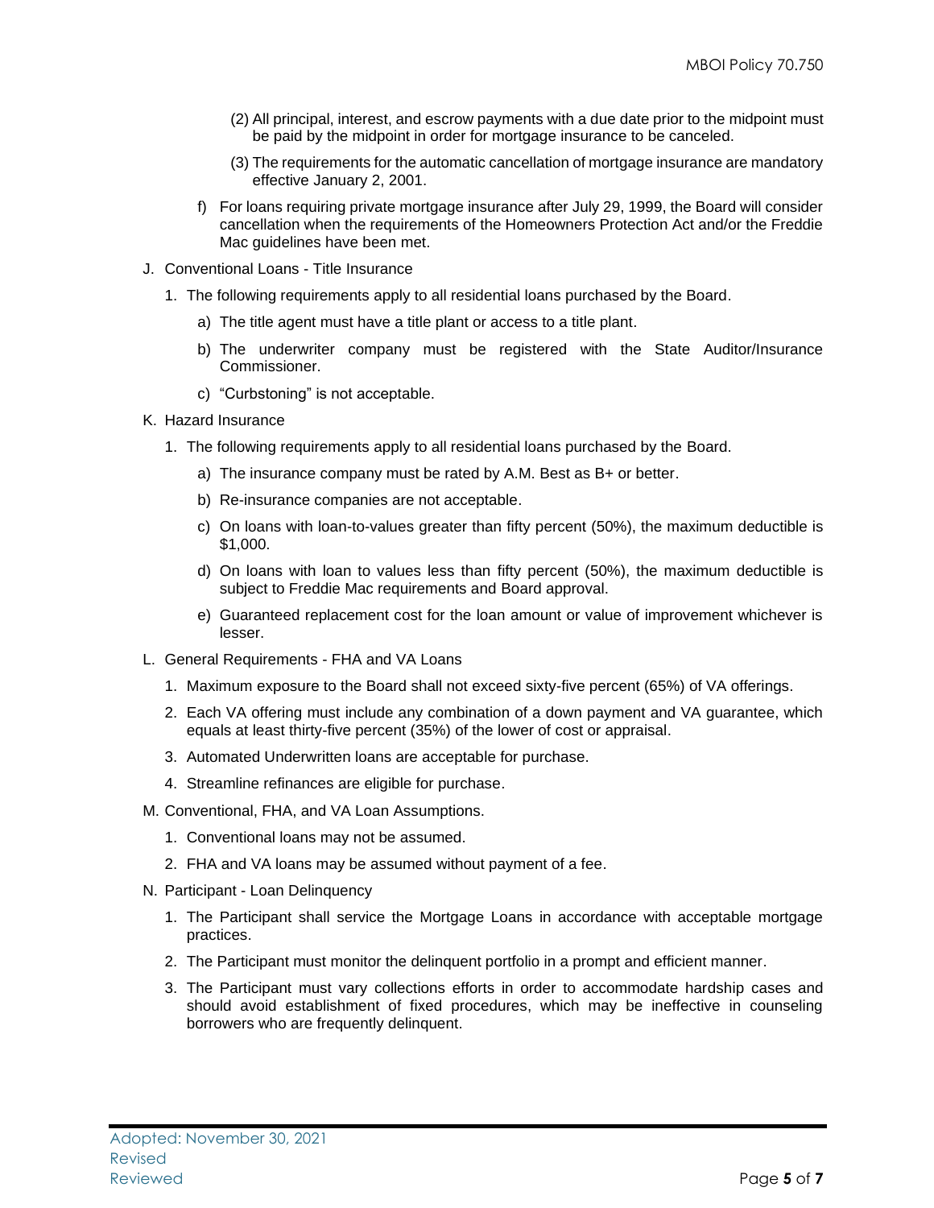(2) All principal, interest, and escrow payments with a due date prior to the midpoint must be paid by the midpoint in order for mortgage insurance to be canceled.

(3) The requirements for the automatic cancellation of mortgage insurance are mandatory effective January 2, 2001.

f) For loans requiring private mortgage insurance after July 29, 1999, the Board will consider cancellation when the requirements of the Homeowners Protection Act and/or the Freddie Mac guidelines have been met.

J. Conventional Loans - Title Insurance

1. The following requirements apply to all residential loans purchased by the Board.

   a) The title agent must have a title plant or access to a title plant.

   b) The underwriter company must be registered with the State Auditor/Insurance Commissioner.

   c) "Curbstoning" is not acceptable.

K. Hazard Insurance

1. The following requirements apply to all residential loans purchased by the Board.

   a) The insurance company must be rated by A.M. Best as B+ or better.

   b) Re-insurance companies are not acceptable.

   c) On loans with loan-to-values greater than fifty percent (50%), the maximum deductible is $1,000.

   d) On loans with loan to values less than fifty percent (50%), the maximum deductible is subject to Freddie Mac requirements and Board approval.

   e) Guaranteed replacement cost for the loan amount or value of improvement whichever is lesser.

L. General Requirements - FHA and VA Loans

1. Maximum exposure to the Board shall not exceed sixty-five percent (65%) of VA offerings.
2. Each VA offering must include any combination of a down payment and VA guarantee, which equals at least thirty-five percent (35%) of the lower of cost or appraisal.
3. Automated Underwritten loans are acceptable for purchase.
4. Streamline refinances are eligible for purchase.

M. Conventional, FHA, and VA Loan Assumptions.

1. Conventional loans may not be assumed.
2. FHA and VA loans may be assumed without payment of a fee.

N. Participant - Loan Delinquency

1. The Participant shall service the Mortgage Loans in accordance with acceptable mortgage practices.
2. The Participant must monitor the delinquent portfolio in a prompt and efficient manner.
3. The Participant must vary collections efforts in order to accommodate hardship cases and should avoid establishment of fixed procedures, which may be ineffective in counseling borrowers who are frequently delinquent.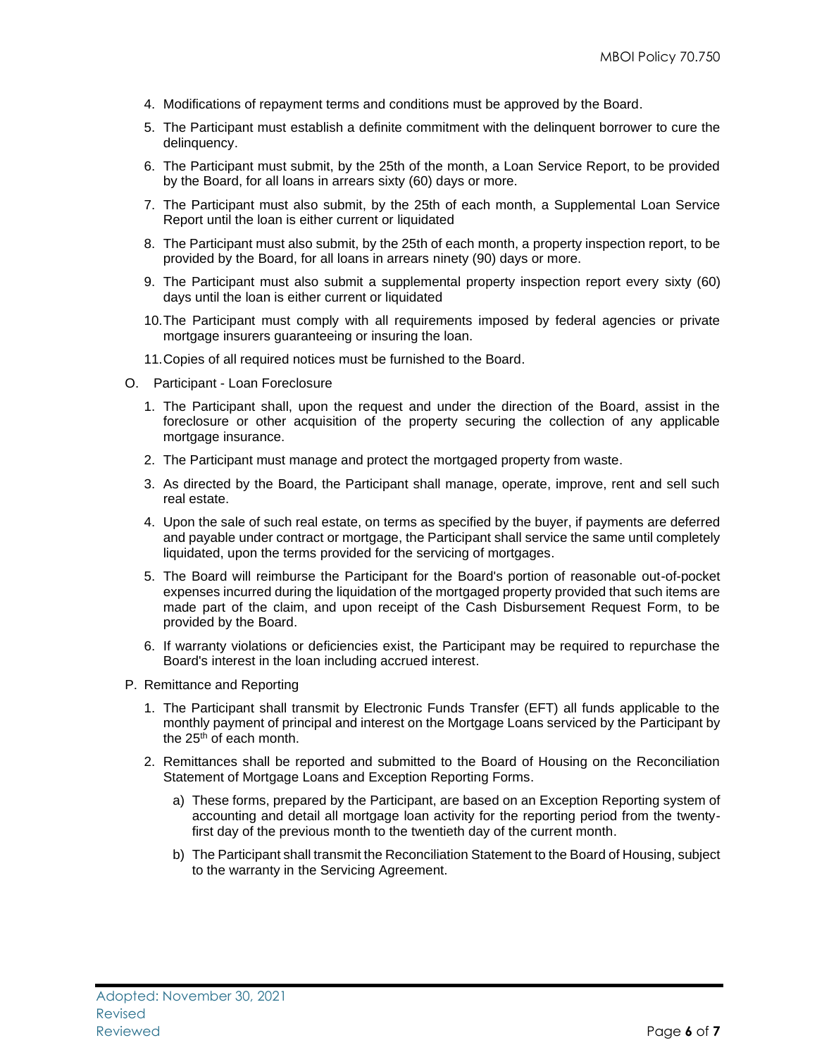4. Modifications of repayment terms and conditions must be approved by the Board.
5. The Participant must establish a definite commitment with the delinquent borrower to cure the delinquency.
6. The Participant must submit, by the 25th of the month, a Loan Service Report, to be provided by the Board, for all loans in arrears sixty (60) days or more.
7. The Participant must also submit, by the 25th of each month, a Supplemental Loan Service Report until the loan is either current or liquidated
8. The Participant must also submit, by the 25th of each month, a property inspection report, to be provided by the Board, for all loans in arrears ninety (90) days or more.
9. The Participant must also submit a supplemental property inspection report every sixty (60) days until the loan is either current or liquidated
10. The Participant must comply with all requirements imposed by federal agencies or private mortgage insurers guaranteeing or insuring the loan.
11. Copies of all required notices must be furnished to the Board.

O. Participant - Loan Foreclosure

1. The Participant shall, upon the request and under the direction of the Board, assist in the foreclosure or other acquisition of the property securing the collection of any applicable mortgage insurance.
2. The Participant must manage and protect the mortgaged property from waste.
3. As directed by the Board, the Participant shall manage, operate, improve, rent and sell such real estate.
4. Upon the sale of such real estate, on terms as specified by the buyer, if payments are deferred and payable under contract or mortgage, the Participant shall service the same until completely liquidated, upon the terms provided for the servicing of mortgages.
5. The Board will reimburse the Participant for the Board's portion of reasonable out-of-pocket expenses incurred during the liquidation of the mortgaged property provided that such items are made part of the claim, and upon receipt of the Cash Disbursement Request Form, to be provided by the Board.
6. If warranty violations or deficiencies exist, the Participant may be required to repurchase the Board's interest in the loan including accrued interest.

P. Remittance and Reporting

1. The Participant shall transmit by Electronic Funds Transfer (EFT) all funds applicable to the monthly payment of principal and interest on the Mortgage Loans serviced by the Participant by the 25th of each month.
2. Remittances shall be reported and submitted to the Board of Housing on the Reconciliation Statement of Mortgage Loans and Exception Reporting Forms.
   a) These forms, prepared by the Participant, are based on an Exception Reporting system of accounting and detail all mortgage loan activity for the reporting period from the twenty-first day of the previous month to the twentieth day of the current month.
   b) The Participant shall transmit the Reconciliation Statement to the Board of Housing, subject to the warranty in the Servicing Agreement.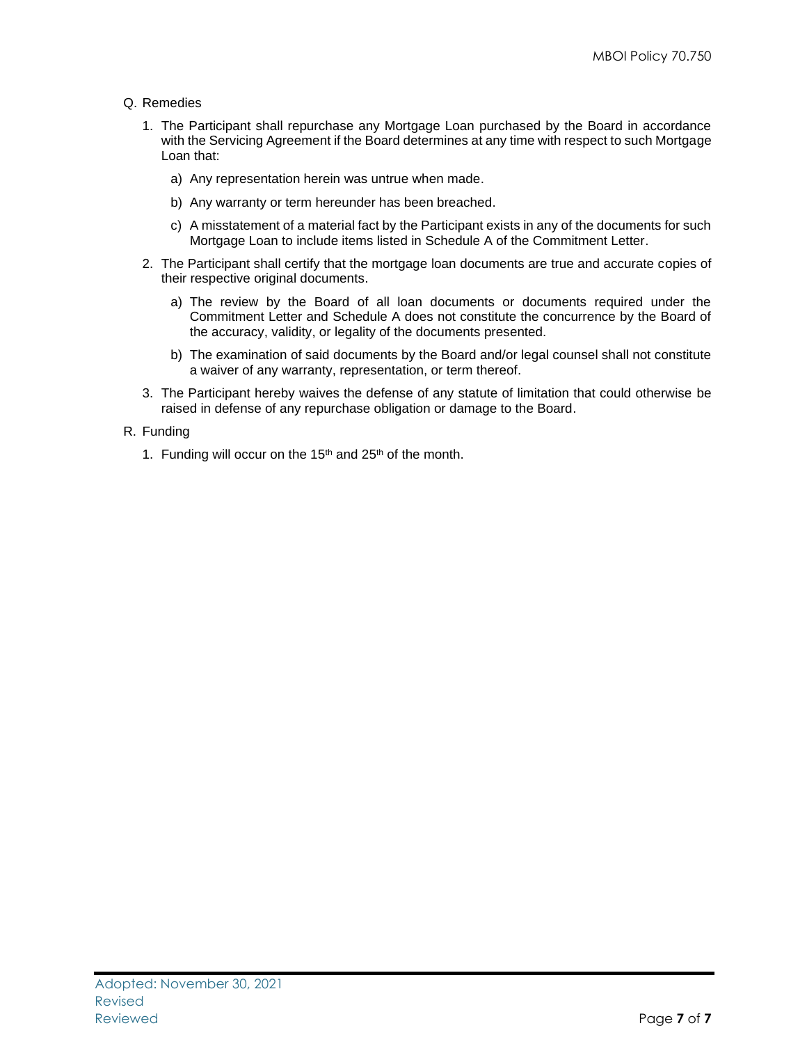Q. Remedies

1. The Participant shall repurchase any Mortgage Loan purchased by the Board in accordance with the Servicing Agreement if the Board determines at any time with respect to such Mortgage Loan that:

   a) Any representation herein was untrue when made.

   b) Any warranty or term hereunder has been breached.

   c) A misstatement of a material fact by the Participant exists in any of the documents for such Mortgage Loan to include items listed in Schedule A of the Commitment Letter.

2. The Participant shall certify that the mortgage loan documents are true and accurate copies of their respective original documents.

   a) The review by the Board of all loan documents or documents required under the Commitment Letter and Schedule A does not constitute the concurrence by the Board of the accuracy, validity, or legality of the documents presented.

   b) The examination of said documents by the Board and/or legal counsel shall not constitute a waiver of any warranty, representation, or term thereof.

3. The Participant hereby waives the defense of any statute of limitation that could otherwise be raised in defense of any repurchase obligation or damage to the Board.

R. Funding

1. Funding will occur on the 15th and 25th of the month.

Adopted: November 30, 2021
Revised
Reviewed